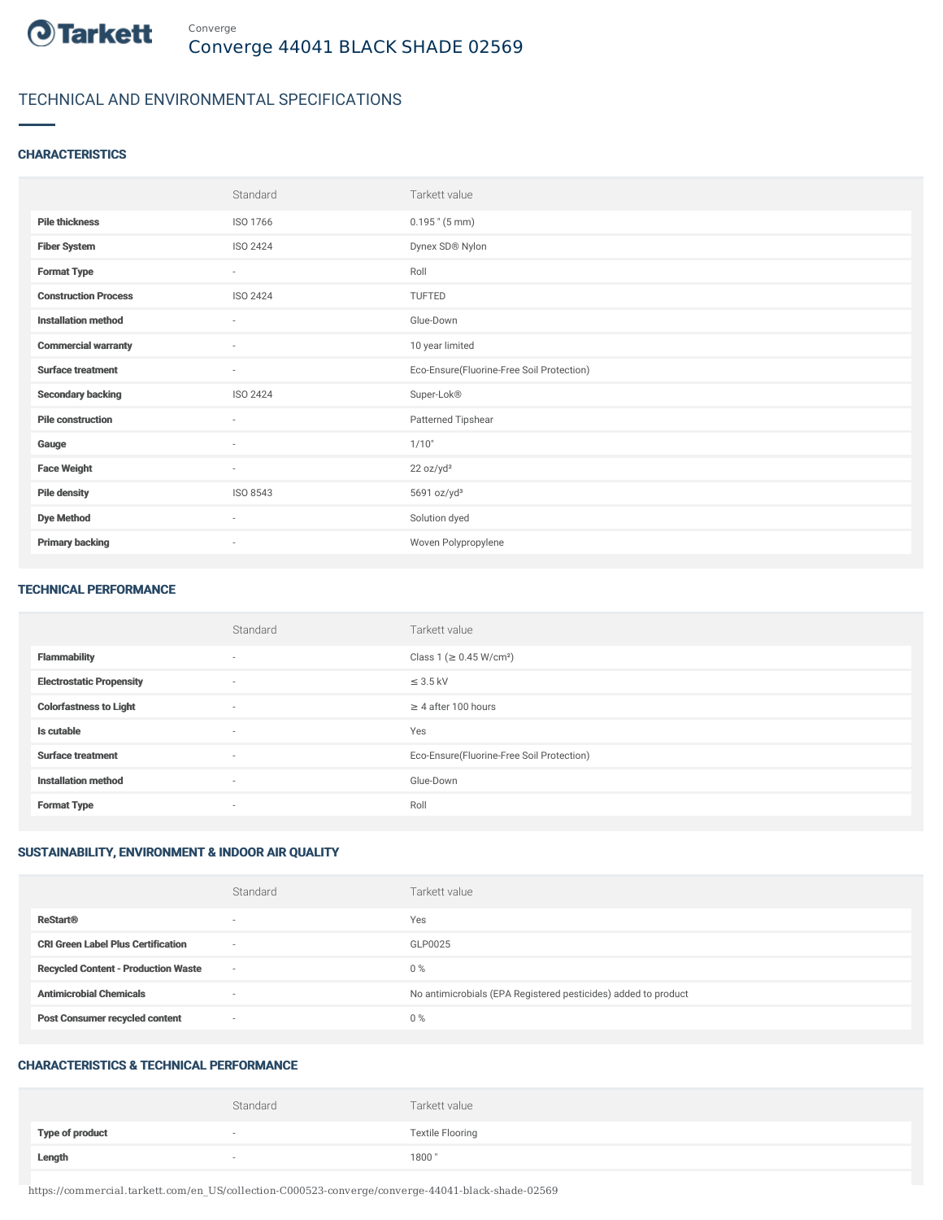Converge

# Converge 44041 BLACK SHADE 02569

## TECHNICAL AND ENVIRONMENTAL SPECIFICATIONS

### CHARACTERISTICS

| | Standard | Tarkett value |
|---|---|---|
| **Pile thickness** | ISO 1766 | 0.195 " (5 mm) |
| **Fiber System** | ISO 2424 | Dynex SD® Nylon |
| **Format Type** | - | Roll |
| **Construction Process** | ISO 2424 | TUFTED |
| **Installation method** | - | Glue-Down |
| **Commercial warranty** | - | 10 year limited |
| **Surface treatment** | - | Eco-Ensure(Fluorine-Free Soil Protection) |
| **Secondary backing** | ISO 2424 | Super-Lok® |
| **Pile construction** | - | Patterned Tipshear |
| **Gauge** | - | 1/10" |
| **Face Weight** | - | 22 oz/yd² |
| **Pile density** | ISO 8543 | 5691 oz/yd³ |
| **Dye Method** | - | Solution dyed |
| **Primary backing** | - | Woven Polypropylene |

### TECHNICAL PERFORMANCE

| | Standard | Tarkett value |
|---|---|---|
| **Flammability** | - | Class 1 (≥ 0.45 W/cm²) |
| **Electrostatic Propensity** | - | ≤ 3.5 kV |
| **Colorfastness to Light** | - | ≥ 4 after 100 hours |
| **Is cutable** | - | Yes |
| **Surface treatment** | - | Eco-Ensure(Fluorine-Free Soil Protection) |
| **Installation method** | - | Glue-Down |
| **Format Type** | - | Roll |

### SUSTAINABILITY, ENVIRONMENT & INDOOR AIR QUALITY

| | Standard | Tarkett value |
|---|---|---|
| **ReStart®** | - | Yes |
| **CRI Green Label Plus Certification** | - | GLP0025 |
| **Recycled Content - Production Waste** | - | 0 % |
| **Antimicrobial Chemicals** | - | No antimicrobials (EPA Registered pesticides) added to product |
| **Post Consumer recycled content** | - | 0 % |

### CHARACTERISTICS & TECHNICAL PERFORMANCE

| | Standard | Tarkett value |
|---|---|---|
| **Type of product** | - | Textile Flooring |
| **Length** | - | 1800 " |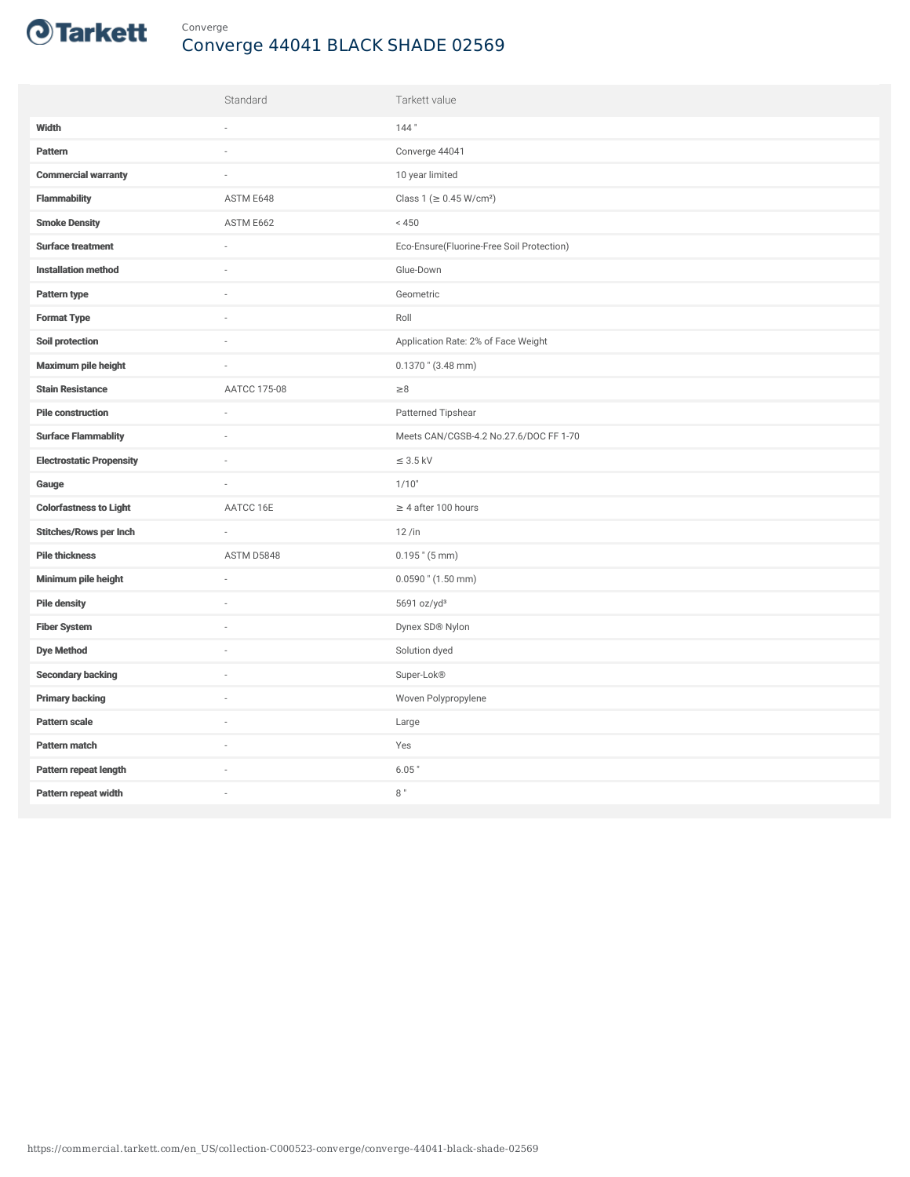Converge

# Converge 44041 BLACK SHADE 02569

| | Standard | Tarkett value |
|---|---|---|
| **Width** | - | 144 " |
| **Pattern** | - | Converge 44041 |
| **Commercial warranty** | - | 10 year limited |
| **Flammability** | ASTM E648 | Class 1 (≥ 0.45 W/cm²) |
| **Smoke Density** | ASTM E662 | < 450 |
| **Surface treatment** | - | Eco-Ensure(Fluorine-Free Soil Protection) |
| **Installation method** | - | Glue-Down |
| **Pattern type** | - | Geometric |
| **Format Type** | - | Roll |
| **Soil protection** | - | Application Rate: 2% of Face Weight |
| **Maximum pile height** | - | 0.1370 " (3.48 mm) |
| **Stain Resistance** | AATCC 175-08 | ≥8 |
| **Pile construction** | - | Patterned Tipshear |
| **Surface Flammablity** | - | Meets CAN/CGSB-4.2 No.27.6/DOC FF 1-70 |
| **Electrostatic Propensity** | - | ≤ 3.5 kV |
| **Gauge** | - | 1/10" |
| **Colorfastness to Light** | AATCC 16E | ≥ 4 after 100 hours |
| **Stitches/Rows per Inch** | - | 12 /in |
| **Pile thickness** | ASTM D5848 | 0.195 " (5 mm) |
| **Minimum pile height** | - | 0.0590 " (1.50 mm) |
| **Pile density** | - | 5691 oz/yd³ |
| **Fiber System** | - | Dynex SD® Nylon |
| **Dye Method** | - | Solution dyed |
| **Secondary backing** | - | Super-Lok® |
| **Primary backing** | - | Woven Polypropylene |
| **Pattern scale** | - | Large |
| **Pattern match** | - | Yes |
| **Pattern repeat length** | - | 6.05 " |
| **Pattern repeat width** | - | 8 " |

https://commercial.tarkett.com/en_US/collection-C000523-converge/converge-44041-black-shade-02569